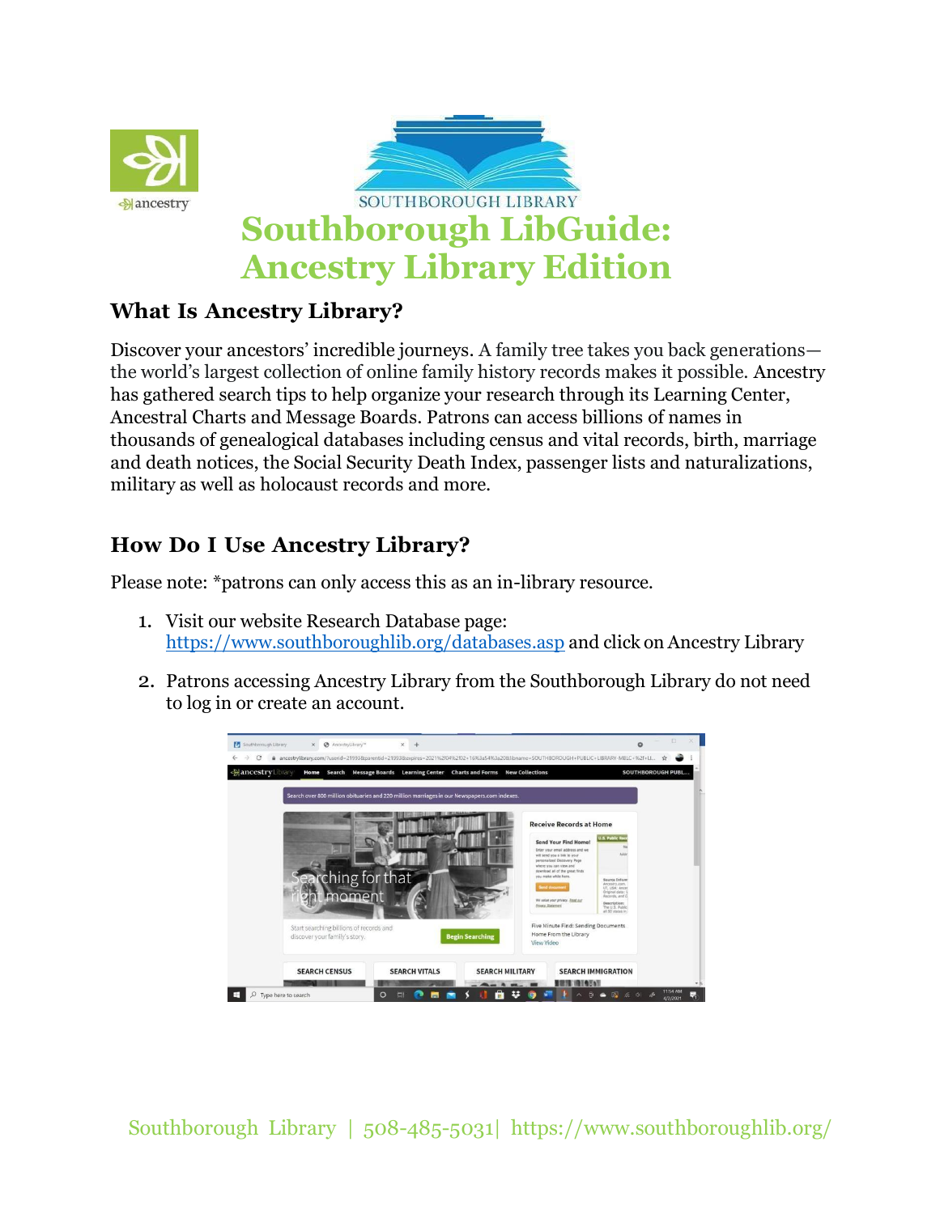# Southborough LibGuide: Ancestry Library Edition

## What Is Ancestry Library?

Discover your ancestors' incredible journeys. A family tree takes you back generations—the world's largest collection of online family history records makes it possible. Ancestry has gathered search tips to help organize your research through its Learning Center, Ancestral Charts and Message Boards. Patrons can access billions of names in thousands of genealogical databases including census and vital records, birth, marriage and death notices, the Social Security Death Index, passenger lists and naturalizations, military as well as holocaust records and more.

## How Do I Use Ancestry Library?

Please note: *patrons can only access this as an in-library resource.

1. Visit our website Research Database page: https://www.southboroughlib.org/databases.asp and click on Ancestry Library
2. Patrons accessing Ancestry Library from the Southborough Library do not need to log in or create an account.

Southborough Library | 508-485-5031| https://www.southboroughlib.org/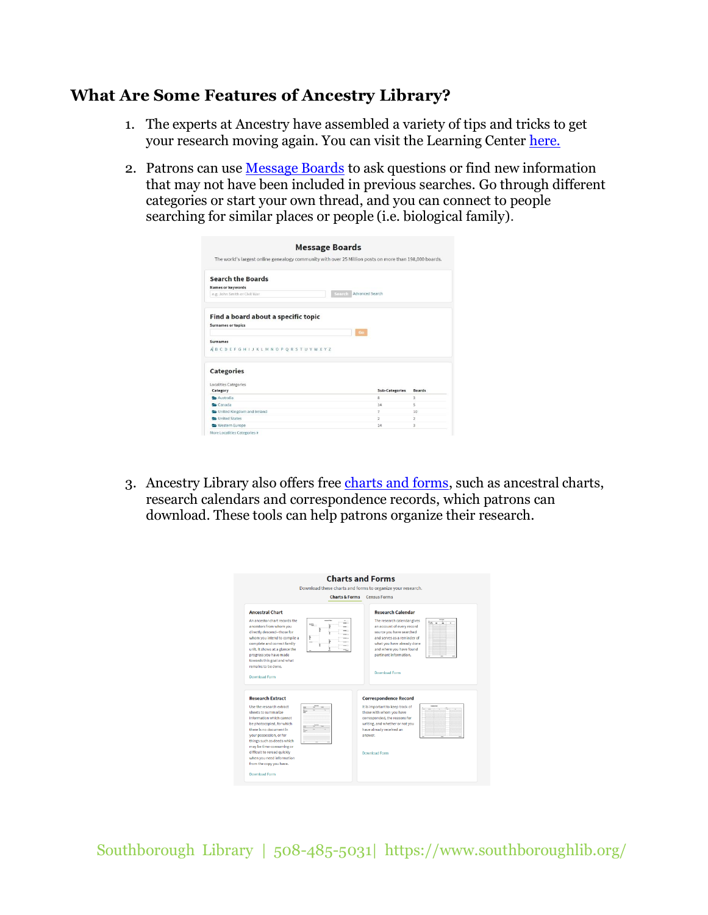## What Are Some Features of Ancestry Library?

1. The experts at Ancestry have assembled a variety of tips and tricks to get your research moving again. You can visit the Learning Center here.

2. Patrons can use Message Boards to ask questions or find new information that may not have been included in previous searches. Go through different categories or start your own thread, and you can connect to people searching for similar places or people (i.e. biological family).

3. Ancestry Library also offers free charts and forms, such as ancestral charts, research calendars and correspondence records, which patrons can download. These tools can help patrons organize their research.